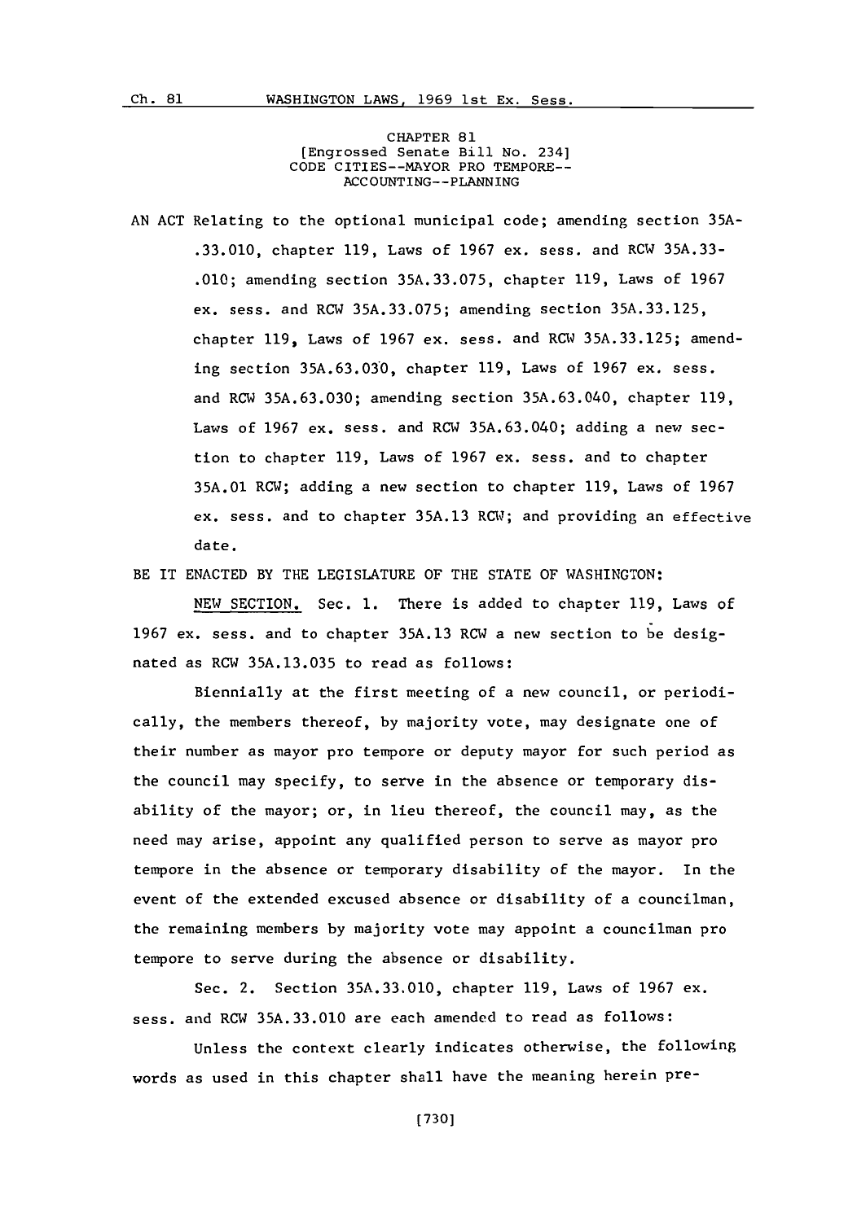CHAPTER 81

[Engrossed Senate Bill No. 234]

CODE CITIES--MAYOR PRO TEMPORE--
ACCOUNTING--PLANNING

AN ACT Relating to the optional municipal code; amending section 35A-.33.010, chapter 119, Laws of 1967 ex. sess. and RCW 35A.33-.010; amending section 35A.33.075, chapter 119, Laws of 1967 ex. sess. and RCW 35A.33.075; amending section 35A.33.125, chapter 119, Laws of 1967 ex. sess. and RCW 35A.33.125; amending section 35A.63.030, chapter 119, Laws of 1967 ex. sess. and RCW 35A.63.030; amending section 35A.63.040, chapter 119, Laws of 1967 ex. sess. and RCW 35A.63.040; adding a new section to chapter 119, Laws of 1967 ex. sess. and to chapter 35A.01 RCW; adding a new section to chapter 119, Laws of 1967 ex. sess. and to chapter 35A.13 RCW; and providing an effective date.

BE IT ENACTED BY THE LEGISLATURE OF THE STATE OF WASHINGTON:

NEW SECTION. Sec. 1. There is added to chapter 119, Laws of 1967 ex. sess. and to chapter 35A.13 RCW a new section to be designated as RCW 35A.13.035 to read as follows:

Biennially at the first meeting of a new council, or periodically, the members thereof, by majority vote, may designate one of their number as mayor pro tempore or deputy mayor for such period as the council may specify, to serve in the absence or temporary disability of the mayor; or, in lieu thereof, the council may, as the need may arise, appoint any qualified person to serve as mayor pro tempore in the absence or temporary disability of the mayor. In the event of the extended excused absence or disability of a councilman, the remaining members by majority vote may appoint a councilman pro tempore to serve during the absence or disability.

Sec. 2. Section 35A.33.010, chapter 119, Laws of 1967 ex. sess. and RCW 35A.33.010 are each amended to read as follows:

Unless the context clearly indicates otherwise, the following words as used in this chapter shall have the meaning herein pre-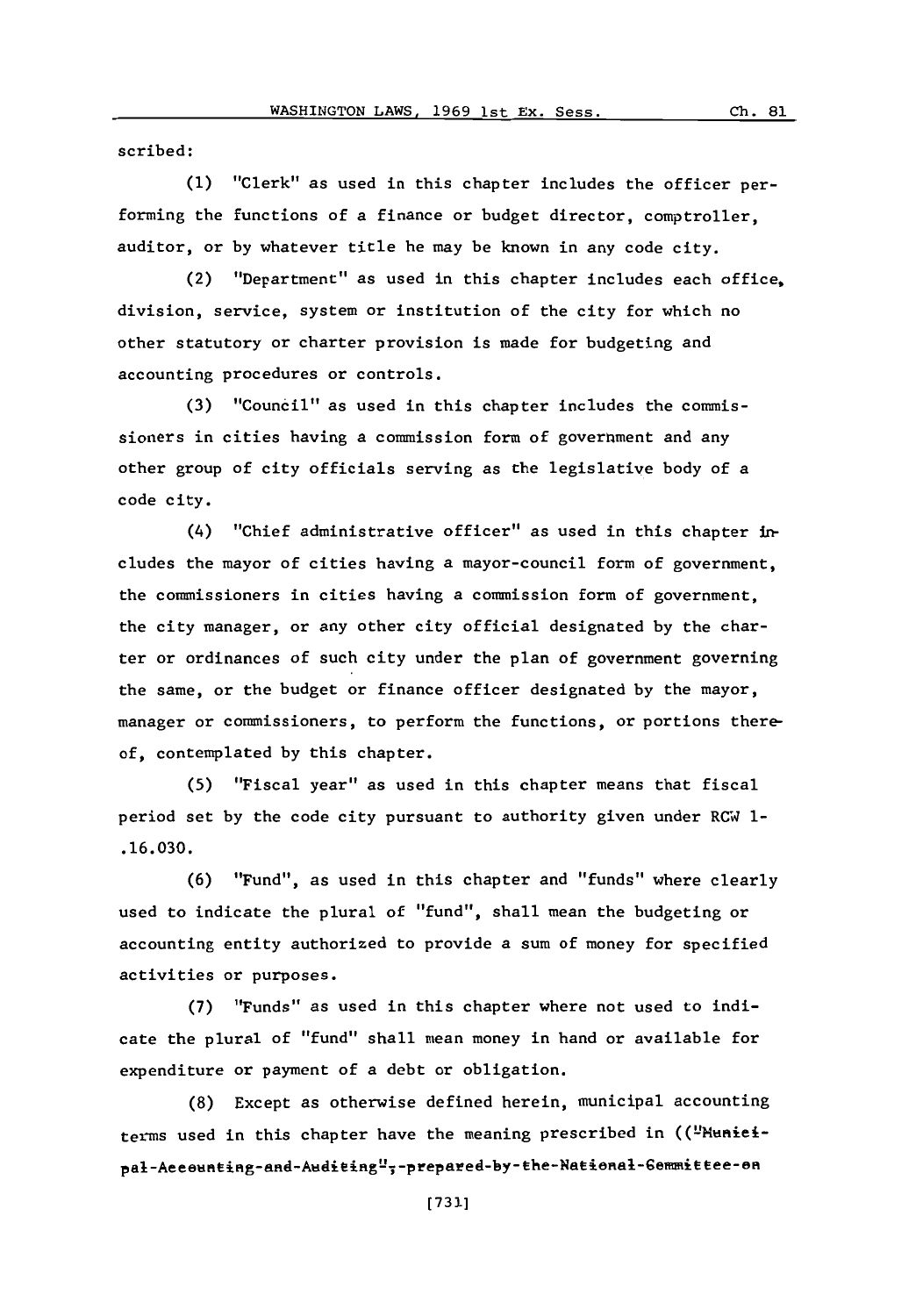scribed:

(1) "Clerk" as used in this chapter includes the officer performing the functions of a finance or budget director, comptroller, auditor, or by whatever title he may be known in any code city.

(2) "Department" as used in this chapter includes each office, division, service, system or institution of the city for which no other statutory or charter provision is made for budgeting and accounting procedures or controls.

(3) "Council" as used in this chapter includes the commissioners in cities having a commission form of government and any other group of city officials serving as the legislative body of a code city.

(4) "Chief administrative officer" as used in this chapter includes the mayor of cities having a mayor-council form of government, the commissioners in cities having a commission form of government, the city manager, or any other city official designated by the charter or ordinances of such city under the plan of government governing the same, or the budget or finance officer designated by the mayor, manager or commissioners, to perform the functions, or portions thereof, contemplated by this chapter.

(5) "Fiscal year" as used in this chapter means that fiscal period set by the code city pursuant to authority given under RCW 1-.16.030.

(6) "Fund", as used in this chapter and "funds" where clearly used to indicate the plural of "fund", shall mean the budgeting or accounting entity authorized to provide a sum of money for specified activities or purposes.

(7) "Funds" as used in this chapter where not used to indicate the plural of "fund" shall mean money in hand or available for expenditure or payment of a debt or obligation.

(8) Except as otherwise defined herein, municipal accounting terms used in this chapter have the meaning prescribed in (("Municipal-Accounting-and-Auditing";-prepared-by-the-National-Committee-on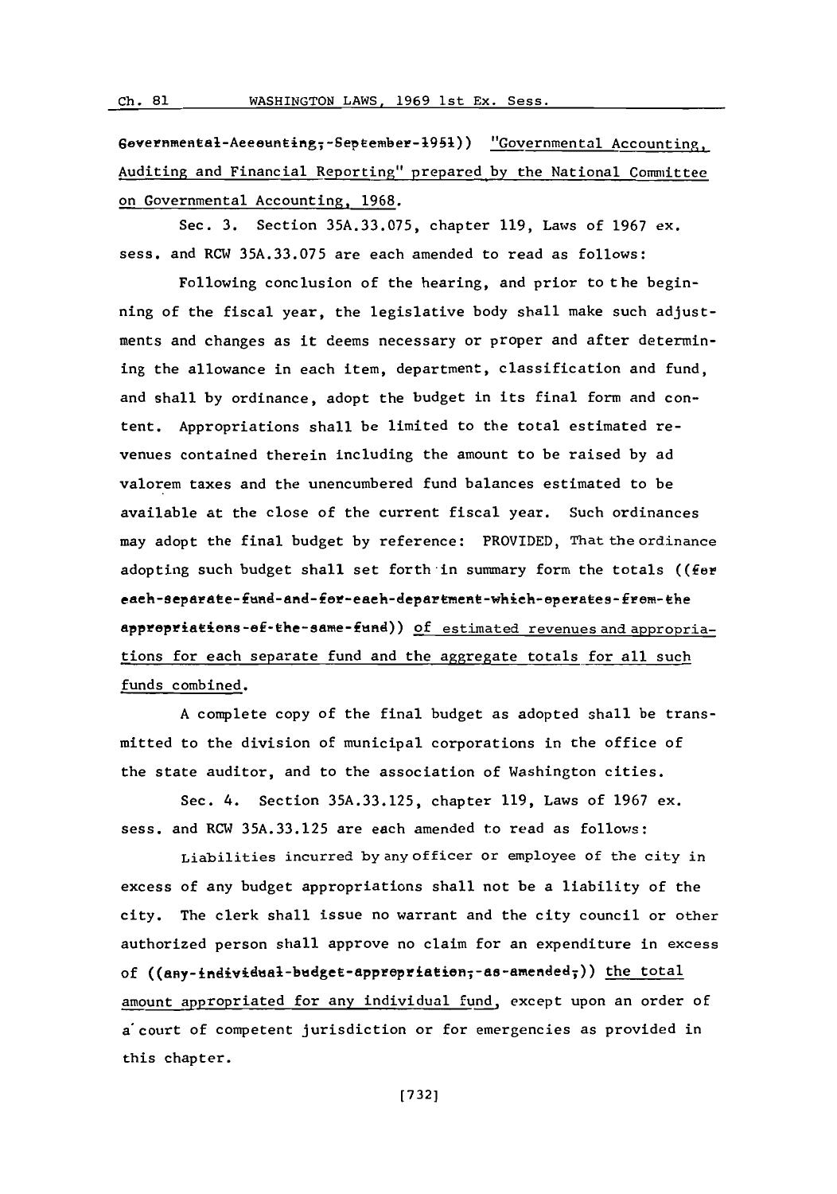((Governmental-Accounting,-September-1951)) "Governmental Accounting, Auditing and Financial Reporting" prepared by the National Committee on Governmental Accounting, 1968.

Sec. 3. Section 35A.33.075, chapter 119, Laws of 1967 ex. sess. and RCW 35A.33.075 are each amended to read as follows:

Following conclusion of the hearing, and prior to the beginning of the fiscal year, the legislative body shall make such adjustments and changes as it deems necessary or proper and after determining the allowance in each item, department, classification and fund, and shall by ordinance, adopt the budget in its final form and content. Appropriations shall be limited to the total estimated revenues contained therein including the amount to be raised by ad valorem taxes and the unencumbered fund balances estimated to be available at the close of the current fiscal year. Such ordinances may adopt the final budget by reference: PROVIDED, That the ordinance adopting such budget shall set forth in summary form the totals ((for each-separate-fund-and-for-each-department-which-operates-from-the appropriations-of-the-same-fund)) of estimated revenues and appropriations for each separate fund and the aggregate totals for all such funds combined.

A complete copy of the final budget as adopted shall be transmitted to the division of municipal corporations in the office of the state auditor, and to the association of Washington cities.

Sec. 4. Section 35A.33.125, chapter 119, Laws of 1967 ex. sess. and RCW 35A.33.125 are each amended to read as follows:

Liabilities incurred by any officer or employee of the city in excess of any budget appropriations shall not be a liability of the city. The clerk shall issue no warrant and the city council or other authorized person shall approve no claim for an expenditure in excess of ((any-individual-budget-appropriation,-as-amended,)) the total amount appropriated for any individual fund, except upon an order of a court of competent jurisdiction or for emergencies as provided in this chapter.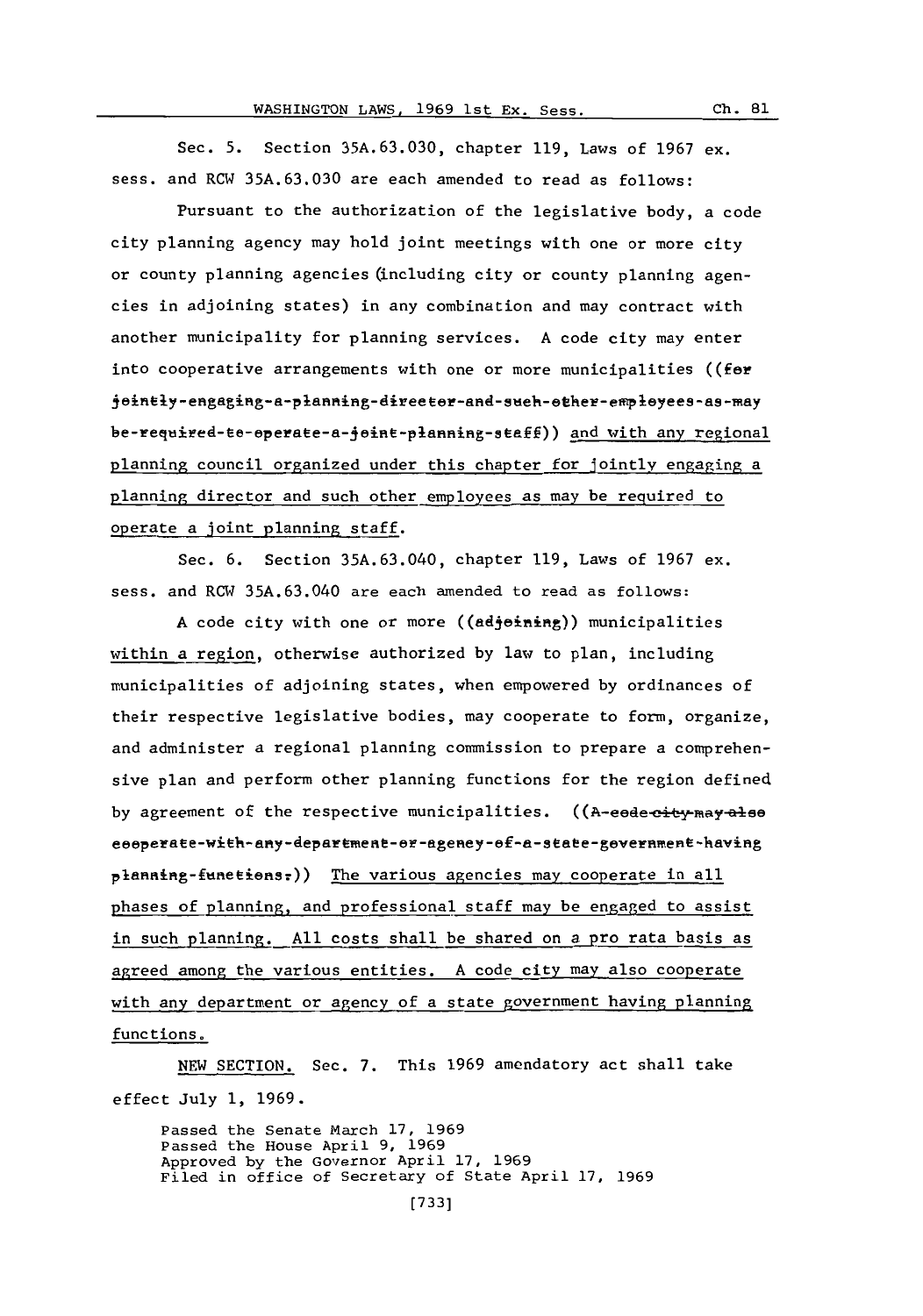Sec. 5. Section 35A.63.030, chapter 119, Laws of 1967 ex. sess. and RCW 35A.63.030 are each amended to read as follows:

Pursuant to the authorization of the legislative body, a code city planning agency may hold joint meetings with one or more city or county planning agencies (including city or county planning agencies in adjoining states) in any combination and may contract with another municipality for planning services. A code city may enter into cooperative arrangements with one or more municipalities ((~~for jointly engaging a planning director and such other employees as may be required to operate a joint planning staff~~)) <u>and with any regional planning council organized under this chapter for jointly engaging a planning director and such other employees as may be required to operate a joint planning staff</u>.

Sec. 6. Section 35A.63.040, chapter 119, Laws of 1967 ex. sess. and RCW 35A.63.040 are each amended to read as follows:

A code city with one or more ((~~adjoining~~)) municipalities <u>within a region</u>, otherwise authorized by law to plan, including municipalities of adjoining states, when empowered by ordinances of their respective legislative bodies, may cooperate to form, organize, and administer a regional planning commission to prepare a comprehensive plan and perform other planning functions for the region defined by agreement of the respective municipalities. ((~~A code city may also cooperate with any department or agency of a state government having planning functions.~~)) <u>The various agencies may cooperate in all phases of planning, and professional staff may be engaged to assist in such planning. All costs shall be shared on a pro rata basis as agreed among the various entities. A code city may also cooperate with any department or agency of a state government having planning functions.</u>

<u>NEW SECTION.</u> Sec. 7. This 1969 amendatory act shall take effect July 1, 1969.

Passed the Senate March 17, 1969
Passed the House April 9, 1969
Approved by the Governor April 17, 1969
Filed in office of Secretary of State April 17, 1969